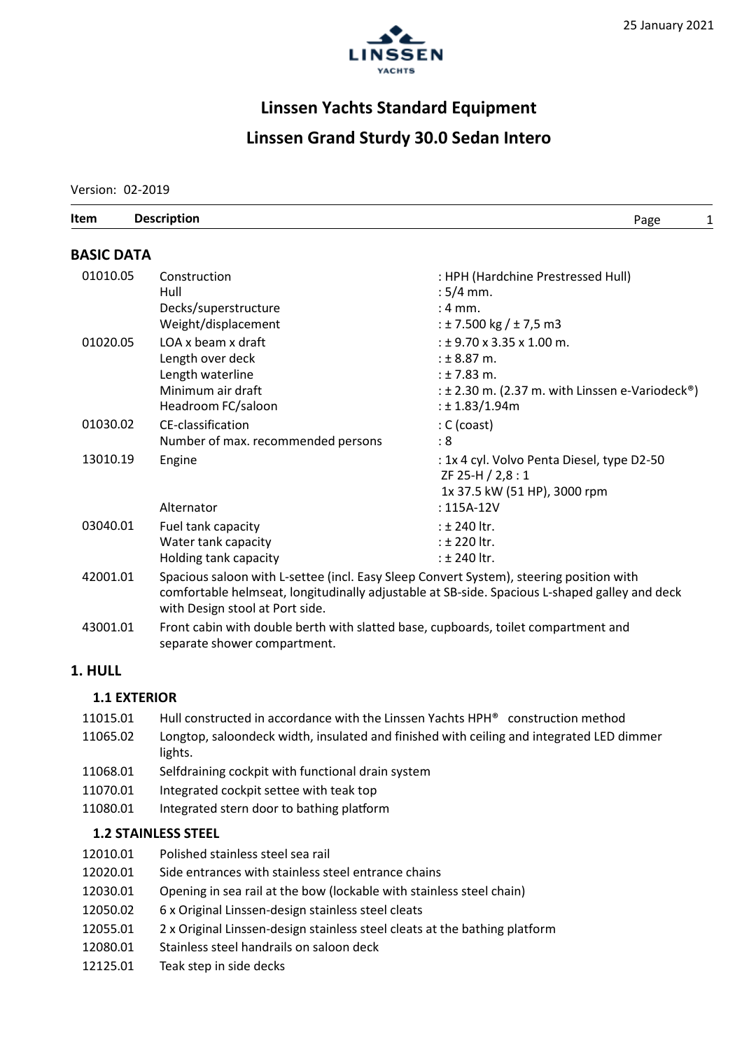25 January 2021

# Linssen Yachts Standard Equipment

# Linssen Grand Sturdy 30.0 Sedan Intero

Version: 02-2019

| Item | Description | |
|---|---|---|

## BASIC DATA

| Item | Description | |
|---|---|---|
| 01010.05 | Construction | : HPH (Hardchine Prestressed Hull) |
| | Hull | : 5/4 mm. |
| | Decks/superstructure | : 4 mm. |
| | Weight/displacement | : ± 7.500 kg / ± 7,5 m3 |
| 01020.05 | LOA x beam x draft | : ± 9.70 x 3.35 x 1.00 m. |
| | Length over deck | : ± 8.87 m. |
| | Length waterline | : ± 7.83 m. |
| | Minimum air draft | : ± 2.30 m. (2.37 m. with Linssen e-Variodeck®) |
| | Headroom FC/saloon | : ± 1.83/1.94m |
| 01030.02 | CE-classification | : C (coast) |
| | Number of max. recommended persons | : 8 |
| 13010.19 | Engine | : 1x 4 cyl. Volvo Penta Diesel, type D2-50 ZF 25-H / 2,8 : 1 1x 37.5 kW (51 HP), 3000 rpm |
| | Alternator | : 115A-12V |
| 03040.01 | Fuel tank capacity | : ± 240 ltr. |
| | Water tank capacity | : ± 220 ltr. |
| | Holding tank capacity | : ± 240 ltr. |

42001.01 Spacious saloon with L-settee (incl. Easy Sleep Convert System), steering position with comfortable helmseat, longitudinally adjustable at SB-side. Spacious L-shaped galley and deck with Design stool at Port side.

43001.01 Front cabin with double berth with slatted base, cupboards, toilet compartment and separate shower compartment.

## 1. HULL

### 1.1 EXTERIOR

| Item | Description |
|---|---|
| 11015.01 | Hull constructed in accordance with the Linssen Yachts HPH® construction method |
| 11065.02 | Longtop, saloondeck width, insulated and finished with ceiling and integrated LED dimmer lights. |
| 11068.01 | Selfdraining cockpit with functional drain system |
| 11070.01 | Integrated cockpit settee with teak top |
| 11080.01 | Integrated stern door to bathing platform |

### 1.2 STAINLESS STEEL

| Item | Description |
|---|---|
| 12010.01 | Polished stainless steel sea rail |
| 12020.01 | Side entrances with stainless steel entrance chains |
| 12030.01 | Opening in sea rail at the bow (lockable with stainless steel chain) |
| 12050.02 | 6 x Original Linssen-design stainless steel cleats |
| 12055.01 | 2 x Original Linssen-design stainless steel cleats at the bathing platform |
| 12080.01 | Stainless steel handrails on saloon deck |
| 12125.01 | Teak step in side decks |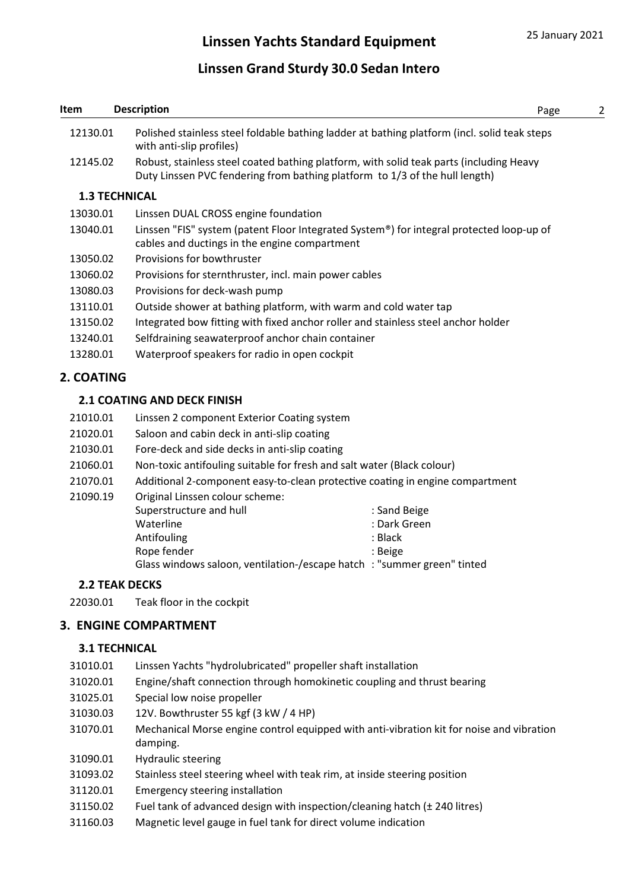| Item | Description |
|---|---|
| 12130.01 | Polished stainless steel foldable bathing ladder at bathing platform (incl. solid teak steps with anti-slip profiles) |
| 12145.02 | Robust, stainless steel coated bathing platform, with solid teak parts (including Heavy Duty Linssen PVC fendering from bathing platform to 1/3 of the hull length) |

### 1.3 TECHNICAL

| Item | Description |
|---|---|
| 13030.01 | Linssen DUAL CROSS engine foundation |
| 13040.01 | Linssen "FIS" system (patent Floor Integrated System®) for integral protected loop-up of cables and ductings in the engine compartment |
| 13050.02 | Provisions for bowthruster |
| 13060.02 | Provisions for sternthruster, incl. main power cables |
| 13080.03 | Provisions for deck-wash pump |
| 13110.01 | Outside shower at bathing platform, with warm and cold water tap |
| 13150.02 | Integrated bow fitting with fixed anchor roller and stainless steel anchor holder |
| 13240.01 | Selfdraining seawaterproof anchor chain container |
| 13280.01 | Waterproof speakers for radio in open cockpit |

## 2. COATING

### 2.1 COATING AND DECK FINISH

| Item | Description |
|---|---|
| 21010.01 | Linssen 2 component Exterior Coating system |
| 21020.01 | Saloon and cabin deck in anti-slip coating |
| 21030.01 | Fore-deck and side decks in anti-slip coating |
| 21060.01 | Non-toxic antifouling suitable for fresh and salt water (Black colour) |
| 21070.01 | Additional 2-component easy-to-clean protective coating in engine compartment |
| 21090.19 | Original Linssen colour scheme: |

| | |
|---|---|
| Superstructure and hull | : Sand Beige |
| Waterline | : Dark Green |
| Antifouling | : Black |
| Rope fender | : Beige |
| Glass windows saloon, ventilation-/escape hatch | : "summer green" tinted |

### 2.2 TEAK DECKS

| Item | Description |
|---|---|
| 22030.01 | Teak floor in the cockpit |

## 3. ENGINE COMPARTMENT

### 3.1 TECHNICAL

| Item | Description |
|---|---|
| 31010.01 | Linssen Yachts "hydrolubricated" propeller shaft installation |
| 31020.01 | Engine/shaft connection through homokinetic coupling and thrust bearing |
| 31025.01 | Special low noise propeller |
| 31030.03 | 12V. Bowthruster 55 kgf (3 kW / 4 HP) |
| 31070.01 | Mechanical Morse engine control equipped with anti-vibration kit for noise and vibration damping. |
| 31090.01 | Hydraulic steering |
| 31093.02 | Stainless steel steering wheel with teak rim, at inside steering position |
| 31120.01 | Emergency steering installation |
| 31150.02 | Fuel tank of advanced design with inspection/cleaning hatch (± 240 litres) |
| 31160.03 | Magnetic level gauge in fuel tank for direct volume indication |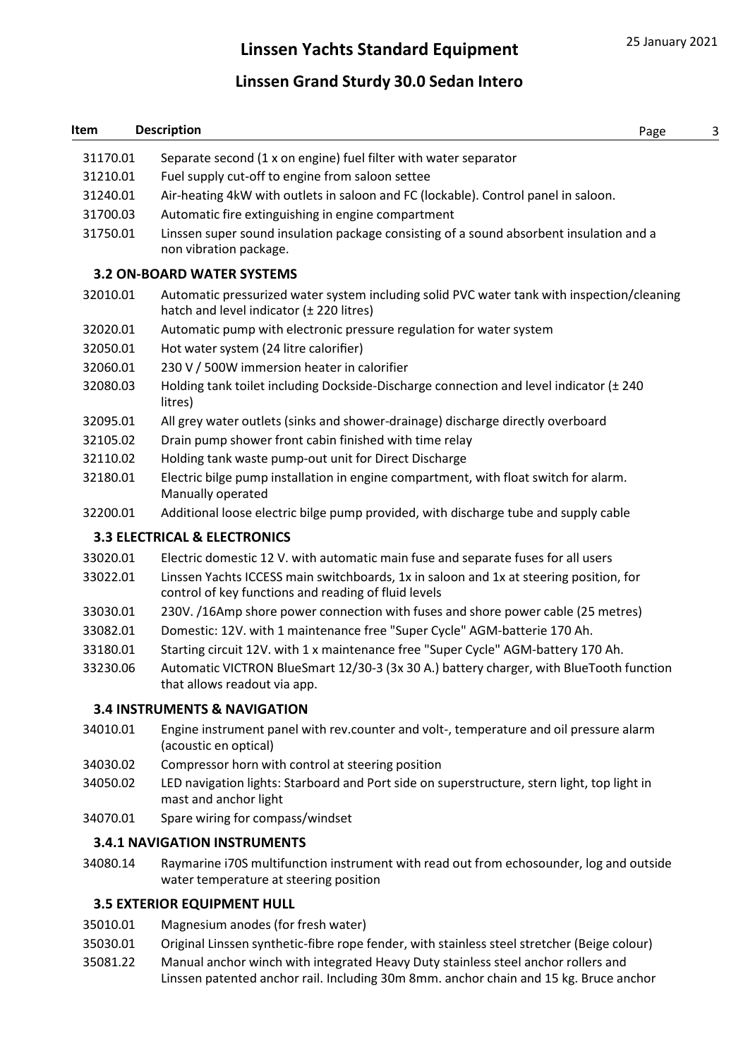| Item | Description |
|---|---|
| 31170.01 | Separate second (1 x on engine) fuel filter with water separator |
| 31210.01 | Fuel supply cut-off to engine from saloon settee |
| 31240.01 | Air-heating 4kW with outlets in saloon and FC (lockable). Control panel in saloon. |
| 31700.03 | Automatic fire extinguishing in engine compartment |
| 31750.01 | Linssen super sound insulation package consisting of a sound absorbent insulation and a non vibration package. |

### 3.2 ON-BOARD WATER SYSTEMS

| Item | Description |
|---|---|
| 32010.01 | Automatic pressurized water system including solid PVC water tank with inspection/cleaning hatch and level indicator (± 220 litres) |
| 32020.01 | Automatic pump with electronic pressure regulation for water system |
| 32050.01 | Hot water system (24 litre calorifier) |
| 32060.01 | 230 V / 500W immersion heater in calorifier |
| 32080.03 | Holding tank toilet including Dockside-Discharge connection and level indicator (± 240 litres) |
| 32095.01 | All grey water outlets (sinks and shower-drainage) discharge directly overboard |
| 32105.02 | Drain pump shower front cabin finished with time relay |
| 32110.02 | Holding tank waste pump-out unit for Direct Discharge |
| 32180.01 | Electric bilge pump installation in engine compartment, with float switch for alarm. Manually operated |
| 32200.01 | Additional loose electric bilge pump provided, with discharge tube and supply cable |

### 3.3 ELECTRICAL & ELECTRONICS

| Item | Description |
|---|---|
| 33020.01 | Electric domestic 12 V. with automatic main fuse and separate fuses for all users |
| 33022.01 | Linssen Yachts ICCESS main switchboards, 1x in saloon and 1x at steering position, for control of key functions and reading of fluid levels |
| 33030.01 | 230V. /16Amp shore power connection with fuses and shore power cable (25 metres) |
| 33082.01 | Domestic: 12V. with 1 maintenance free "Super Cycle" AGM-batterie 170 Ah. |
| 33180.01 | Starting circuit 12V. with 1 x maintenance free "Super Cycle" AGM-battery 170 Ah. |
| 33230.06 | Automatic VICTRON BlueSmart 12/30-3 (3x 30 A.) battery charger, with BlueTooth function that allows readout via app. |

### 3.4 INSTRUMENTS & NAVIGATION

| Item | Description |
|---|---|
| 34010.01 | Engine instrument panel with rev.counter and volt-, temperature and oil pressure alarm (acoustic en optical) |
| 34030.02 | Compressor horn with control at steering position |
| 34050.02 | LED navigation lights: Starboard and Port side on superstructure, stern light, top light in mast and anchor light |
| 34070.01 | Spare wiring for compass/windset |

### 3.4.1 NAVIGATION INSTRUMENTS

| Item | Description |
|---|---|
| 34080.14 | Raymarine i70S multifunction instrument with read out from echosounder, log and outside water temperature at steering position |

### 3.5 EXTERIOR EQUIPMENT HULL

| Item | Description |
|---|---|
| 35010.01 | Magnesium anodes (for fresh water) |
| 35030.01 | Original Linssen synthetic-fibre rope fender, with stainless steel stretcher (Beige colour) |
| 35081.22 | Manual anchor winch with integrated Heavy Duty stainless steel anchor rollers and Linssen patented anchor rail. Including 30m 8mm. anchor chain and 15 kg. Bruce anchor |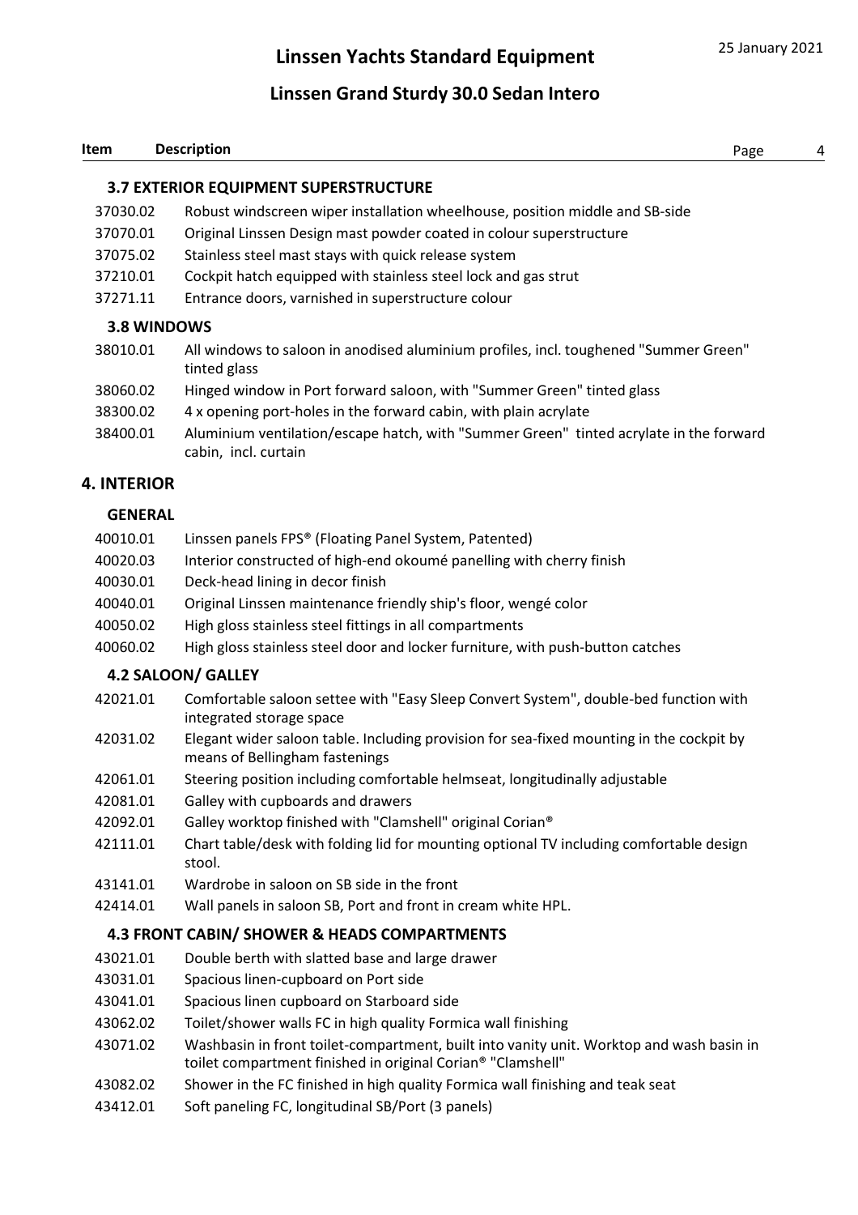| Item | Description |
|---|---|

### 3.7 EXTERIOR EQUIPMENT SUPERSTRUCTURE

| | |
|---|---|
| 37030.02 | Robust windscreen wiper installation wheelhouse, position middle and SB-side |
| 37070.01 | Original Linssen Design mast powder coated in colour superstructure |
| 37075.02 | Stainless steel mast stays with quick release system |
| 37210.01 | Cockpit hatch equipped with stainless steel lock and gas strut |
| 37271.11 | Entrance doors, varnished in superstructure colour |

### 3.8 WINDOWS

| | |
|---|---|
| 38010.01 | All windows to saloon in anodised aluminium profiles, incl. toughened "Summer Green" tinted glass |
| 38060.02 | Hinged window in Port forward saloon, with "Summer Green" tinted glass |
| 38300.02 | 4 x opening port-holes in the forward cabin, with plain acrylate |
| 38400.01 | Aluminium ventilation/escape hatch, with "Summer Green" tinted acrylate in the forward cabin, incl. curtain |

## 4. INTERIOR

### GENERAL

| | |
|---|---|
| 40010.01 | Linssen panels FPS® (Floating Panel System, Patented) |
| 40020.03 | Interior constructed of high-end okoumé panelling with cherry finish |
| 40030.01 | Deck-head lining in decor finish |
| 40040.01 | Original Linssen maintenance friendly ship's floor, wengé color |
| 40050.02 | High gloss stainless steel fittings in all compartments |
| 40060.02 | High gloss stainless steel door and locker furniture, with push-button catches |

### 4.2 SALOON/ GALLEY

| | |
|---|---|
| 42021.01 | Comfortable saloon settee with "Easy Sleep Convert System", double-bed function with integrated storage space |
| 42031.02 | Elegant wider saloon table. Including provision for sea-fixed mounting in the cockpit by means of Bellingham fastenings |
| 42061.01 | Steering position including comfortable helmseat, longitudinally adjustable |
| 42081.01 | Galley with cupboards and drawers |
| 42092.01 | Galley worktop finished with "Clamshell" original Corian® |
| 42111.01 | Chart table/desk with folding lid for mounting optional TV including comfortable design stool. |
| 43141.01 | Wardrobe in saloon on SB side in the front |
| 42414.01 | Wall panels in saloon SB, Port and front in cream white HPL. |

### 4.3 FRONT CABIN/ SHOWER & HEADS COMPARTMENTS

| | |
|---|---|
| 43021.01 | Double berth with slatted base and large drawer |
| 43031.01 | Spacious linen-cupboard on Port side |
| 43041.01 | Spacious linen cupboard on Starboard side |
| 43062.02 | Toilet/shower walls FC in high quality Formica wall finishing |
| 43071.02 | Washbasin in front toilet-compartment, built into vanity unit. Worktop and wash basin in toilet compartment finished in original Corian® "Clamshell" |
| 43082.02 | Shower in the FC finished in high quality Formica wall finishing and teak seat |
| 43412.01 | Soft paneling FC, longitudinal SB/Port (3 panels) |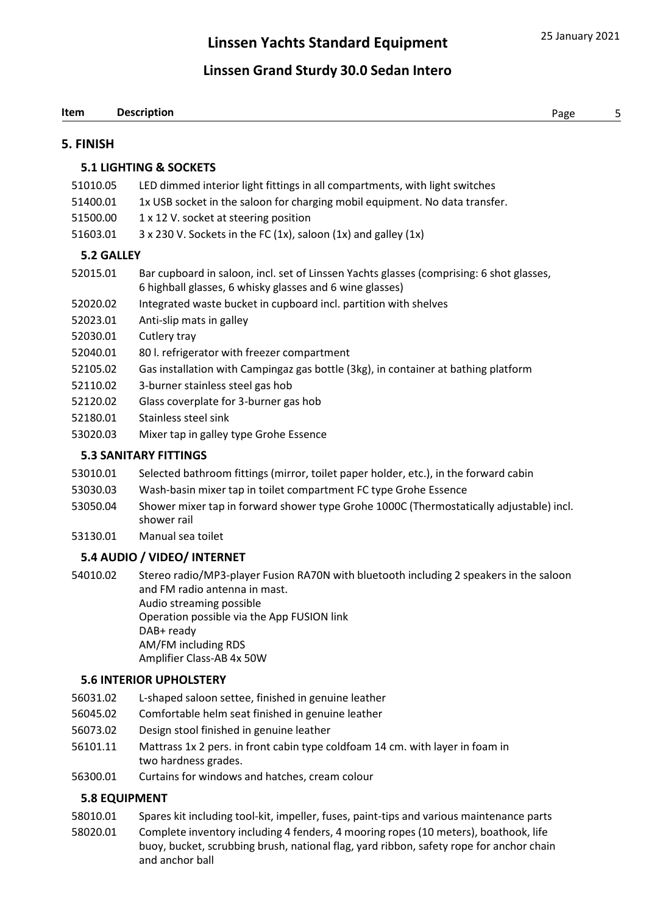| Item | Description |
|---|---|

## 5. FINISH

### 5.1 LIGHTING & SOCKETS

| | |
|---|---|
| 51010.05 | LED dimmed interior light fittings in all compartments, with light switches |
| 51400.01 | 1x USB socket in the saloon for charging mobil equipment. No data transfer. |
| 51500.00 | 1 x 12 V. socket at steering position |
| 51603.01 | 3 x 230 V. Sockets in the FC (1x), saloon (1x) and galley (1x) |

### 5.2 GALLEY

| | |
|---|---|
| 52015.01 | Bar cupboard in saloon, incl. set of Linssen Yachts glasses (comprising: 6 shot glasses, 6 highball glasses, 6 whisky glasses and 6 wine glasses) |
| 52020.02 | Integrated waste bucket in cupboard incl. partition with shelves |
| 52023.01 | Anti-slip mats in galley |
| 52030.01 | Cutlery tray |
| 52040.01 | 80 l. refrigerator with freezer compartment |
| 52105.02 | Gas installation with Campingaz gas bottle (3kg), in container at bathing platform |
| 52110.02 | 3-burner stainless steel gas hob |
| 52120.02 | Glass coverplate for 3-burner gas hob |
| 52180.01 | Stainless steel sink |
| 53020.03 | Mixer tap in galley type Grohe Essence |

### 5.3 SANITARY FITTINGS

| | |
|---|---|
| 53010.01 | Selected bathroom fittings (mirror, toilet paper holder, etc.), in the forward cabin |
| 53030.03 | Wash-basin mixer tap in toilet compartment FC type Grohe Essence |
| 53050.04 | Shower mixer tap in forward shower type Grohe 1000C (Thermostatically adjustable) incl. shower rail |
| 53130.01 | Manual sea toilet |

### 5.4 AUDIO / VIDEO/ INTERNET

| | |
|---|---|
| 54010.02 | Stereo radio/MP3-player Fusion RA70N with bluetooth including 2 speakers in the saloon and FM radio antenna in mast.<br>Audio streaming possible<br>Operation possible via the App FUSION link<br>DAB+ ready<br>AM/FM including RDS<br>Amplifier Class-AB 4x 50W |

### 5.6 INTERIOR UPHOLSTERY

| | |
|---|---|
| 56031.02 | L-shaped saloon settee, finished in genuine leather |
| 56045.02 | Comfortable helm seat finished in genuine leather |
| 56073.02 | Design stool finished in genuine leather |
| 56101.11 | Mattrass 1x 2 pers. in front cabin type coldfoam 14 cm. with layer in foam in two hardness grades. |
| 56300.01 | Curtains for windows and hatches, cream colour |

### 5.8 EQUIPMENT

| | |
|---|---|
| 58010.01 | Spares kit including tool-kit, impeller, fuses, paint-tips and various maintenance parts |
| 58020.01 | Complete inventory including 4 fenders, 4 mooring ropes (10 meters), boathook, life buoy, bucket, scrubbing brush, national flag, yard ribbon, safety rope for anchor chain and anchor ball |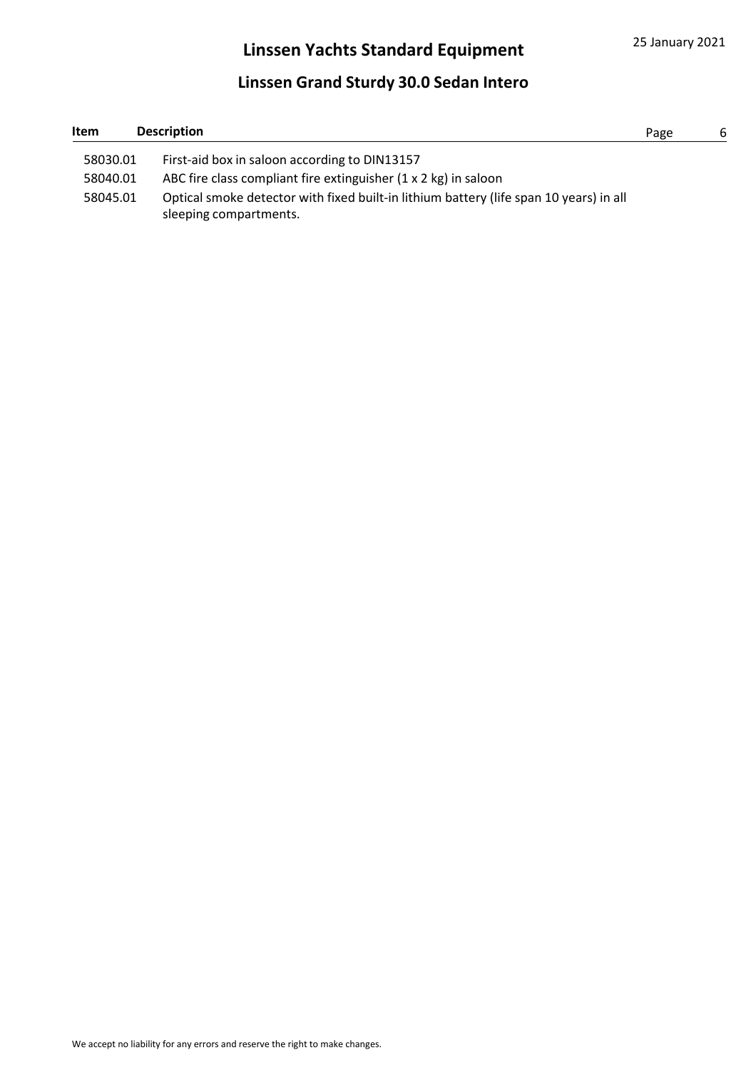| Item | Description |
| --- | --- |
| 58030.01 | First-aid box in saloon according to DIN13157 |
| 58040.01 | ABC fire class compliant fire extinguisher (1 x 2 kg) in saloon |
| 58045.01 | Optical smoke detector with fixed built-in lithium battery (life span 10 years) in all sleeping compartments. |